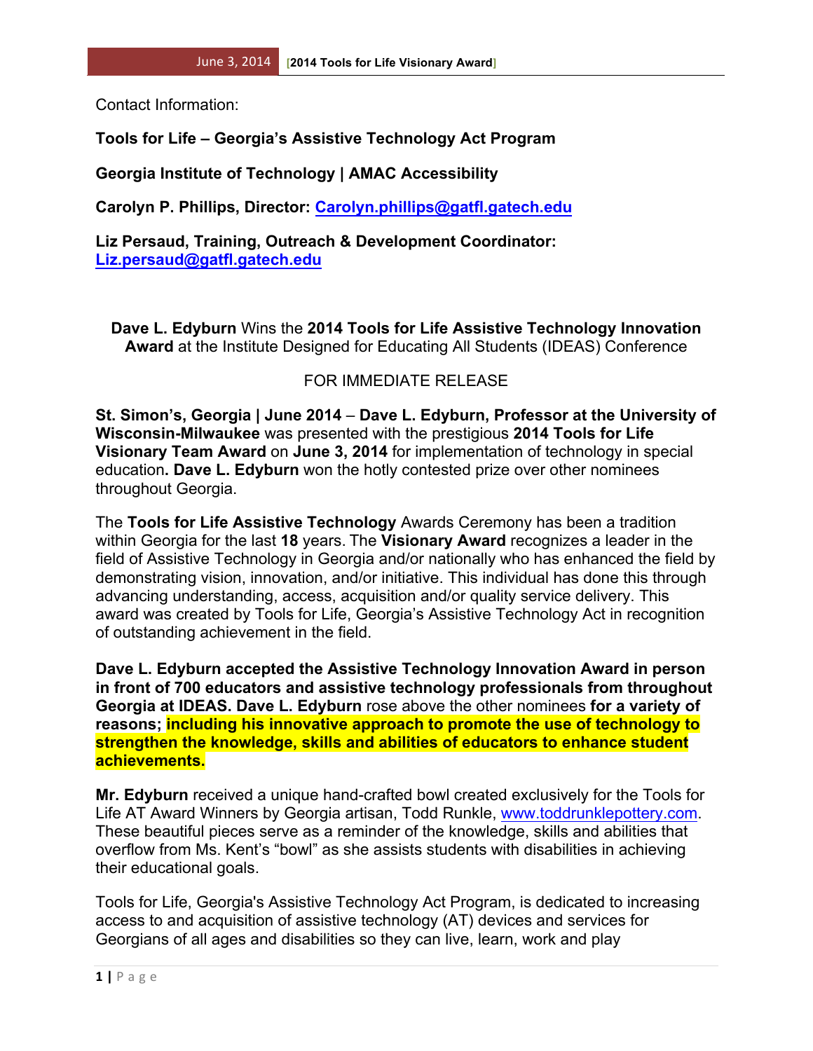Contact Information:

**Tools for Life – Georgia's Assistive Technology Act Program**

**Georgia Institute of Technology | AMAC Accessibility**

**Carolyn P. Phillips, Director: Carolyn.phillips@gatfl.gatech.edu**

**Liz Persaud, Training, Outreach & Development Coordinator: Liz.persaud@gatfl.gatech.edu**

**Dave L. Edyburn** Wins the **2014 Tools for Life Assistive Technology Innovation Award** at the Institute Designed for Educating All Students (IDEAS) Conference

FOR IMMEDIATE RELEASE

**St. Simon's, Georgia | June 2014** – **Dave L. Edyburn, Professor at the University of Wisconsin-Milwaukee** was presented with the prestigious **2014 Tools for Life Visionary Team Award** on **June 3, 2014** for implementation of technology in special education**. Dave L. Edyburn** won the hotly contested prize over other nominees throughout Georgia.

The **Tools for Life Assistive Technology** Awards Ceremony has been a tradition within Georgia for the last **18** years. The **Visionary Award** recognizes a leader in the field of Assistive Technology in Georgia and/or nationally who has enhanced the field by demonstrating vision, innovation, and/or initiative. This individual has done this through advancing understanding, access, acquisition and/or quality service delivery. This award was created by Tools for Life, Georgia's Assistive Technology Act in recognition of outstanding achievement in the field.

**Dave L. Edyburn accepted the Assistive Technology Innovation Award in person in front of 700 educators and assistive technology professionals from throughout Georgia at IDEAS. Dave L. Edyburn** rose above the other nominees **for a variety of reasons; including his innovative approach to promote the use of technology to strengthen the knowledge, skills and abilities of educators to enhance student achievements.**

**Mr. Edyburn** received a unique hand-crafted bowl created exclusively for the Tools for Life AT Award Winners by Georgia artisan, Todd Runkle, www.toddrunklepottery.com. These beautiful pieces serve as a reminder of the knowledge, skills and abilities that overflow from Ms. Kent's "bowl" as she assists students with disabilities in achieving their educational goals.

Tools for Life, Georgia's Assistive Technology Act Program, is dedicated to increasing access to and acquisition of assistive technology (AT) devices and services for Georgians of all ages and disabilities so they can live, learn, work and play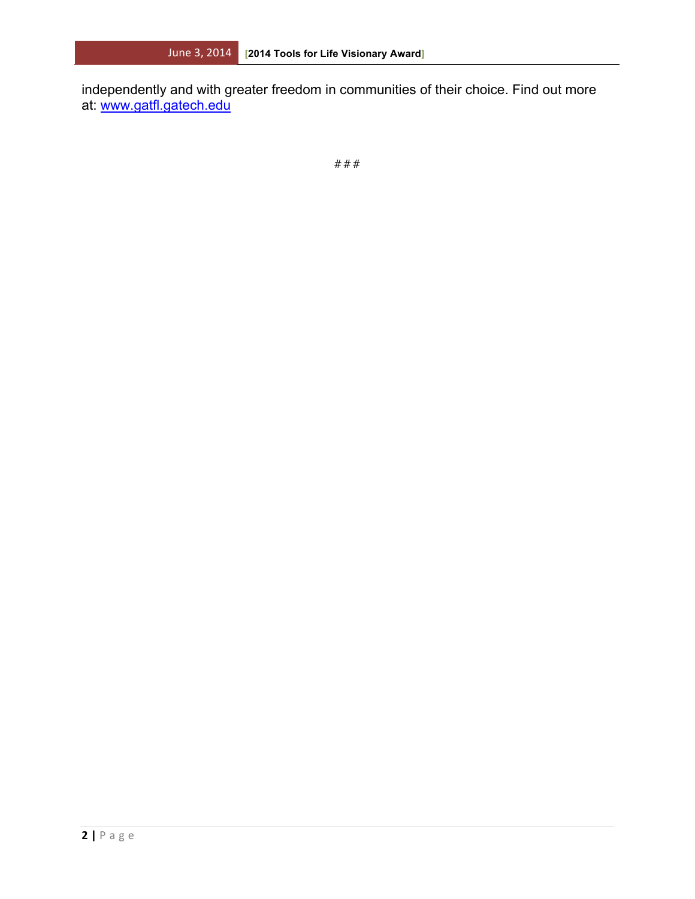independently and with greater freedom in communities of their choice. Find out more at: www.gatfl.gatech.edu

###